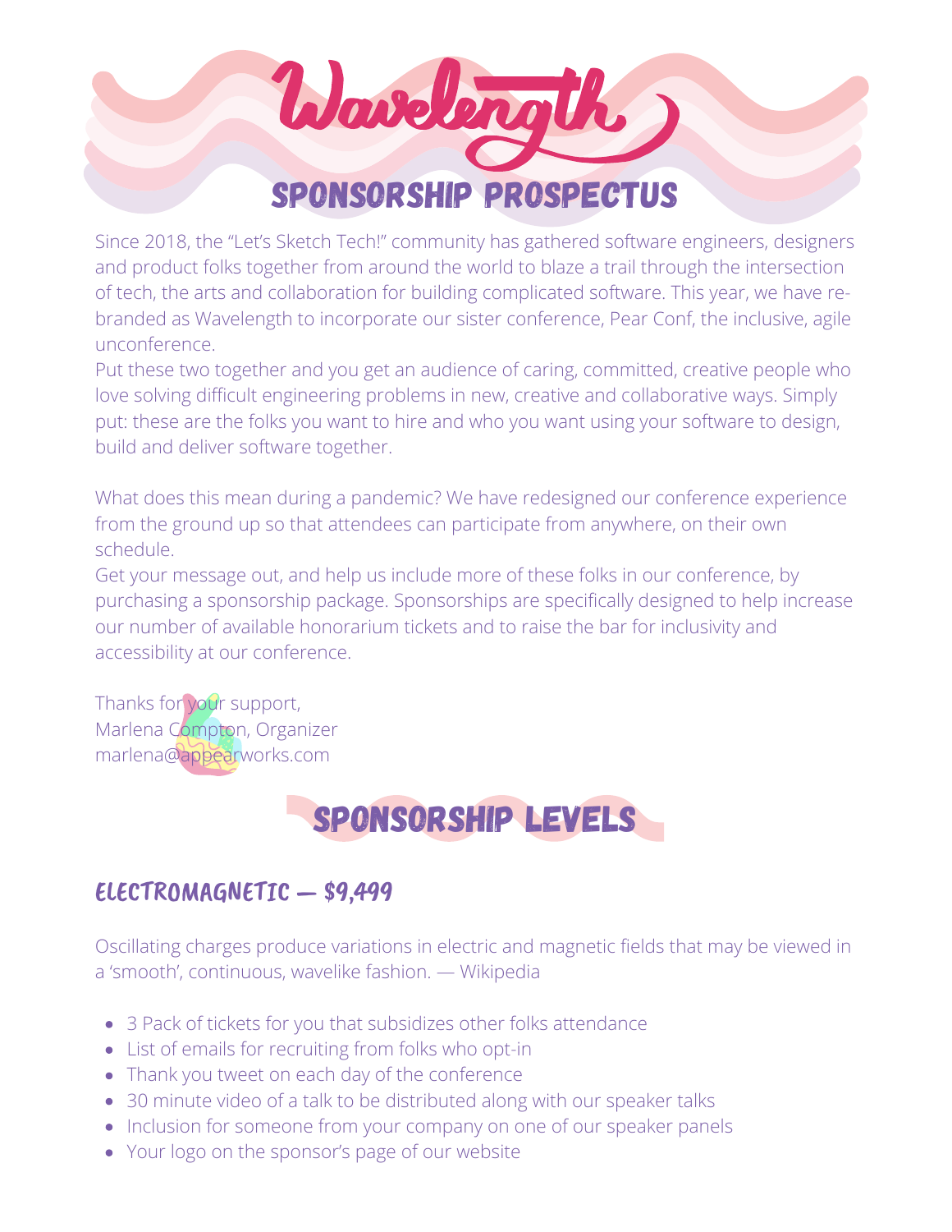# Wavelength

## SPONSORSHIP PROSPECTUS

Since 2018, the "Let's Sketch Tech!" community has gathered software engineers, designers and product folks together from around the world to blaze a trail through the intersection of tech, the arts and collaboration for building complicated software. This year, we have re-branded as Wavelength to incorporate our sister conference, Pear Conf, the inclusive, agile unconference.

Put these two together and you get an audience of caring, committed, creative people who love solving difficult engineering problems in new, creative and collaborative ways. Simply put: these are the folks you want to hire and who you want using your software to design, build and deliver software together.

What does this mean during a pandemic? We have redesigned our conference experience from the ground up so that attendees can participate from anywhere, on their own schedule.

Get your message out, and help us include more of these folks in our conference, by purchasing a sponsorship package. Sponsorships are specifically designed to help increase our number of available honorarium tickets and to raise the bar for inclusivity and accessibility at our conference.

Thanks for your support,
Marlena Compton, Organizer
marlena@appearworks.com

## SPONSORSHIP LEVELS

### ELECTROMAGNETIC — $9,499

Oscillating charges produce variations in electric and magnetic fields that may be viewed in a 'smooth', continuous, wavelike fashion. — Wikipedia

- 3 Pack of tickets for you that subsidizes other folks attendance
- List of emails for recruiting from folks who opt-in
- Thank you tweet on each day of the conference
- 30 minute video of a talk to be distributed along with our speaker talks
- Inclusion for someone from your company on one of our speaker panels
- Your logo on the sponsor's page of our website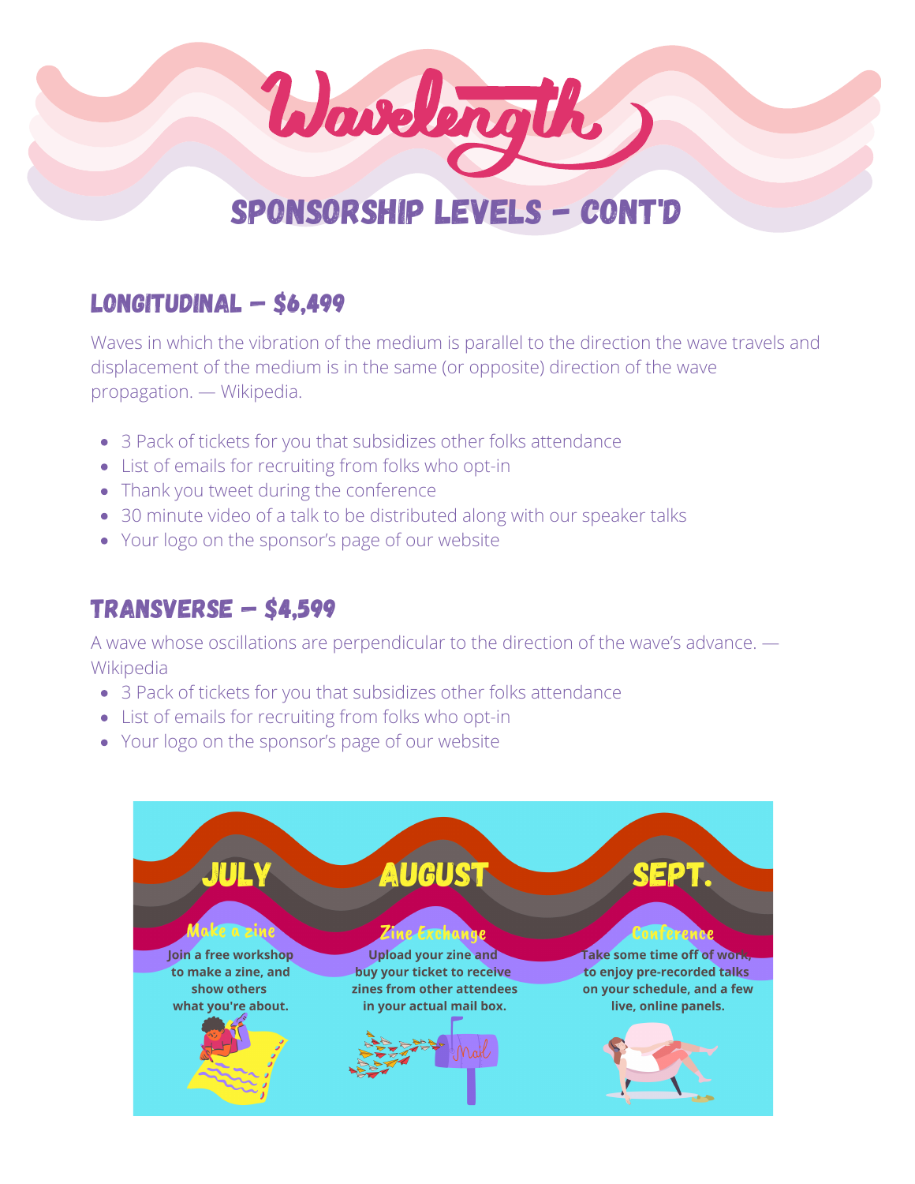# Wavelength

## SPONSORSHIP LEVELS - CONT'D

### LONGITUDINAL – $6,499

Waves in which the vibration of the medium is parallel to the direction the wave travels and displacement of the medium is in the same (or opposite) direction of the wave propagation. — Wikipedia.

- 3 Pack of tickets for you that subsidizes other folks attendance
- List of emails for recruiting from folks who opt-in
- Thank you tweet during the conference
- 30 minute video of a talk to be distributed along with our speaker talks
- Your logo on the sponsor's page of our website

### TRANSVERSE – $4,599

A wave whose oscillations are perpendicular to the direction of the wave's advance. — Wikipedia

- 3 Pack of tickets for you that subsidizes other folks attendance
- List of emails for recruiting from folks who opt-in
- Your logo on the sponsor's page of our website

**JULY**

**Make a zine**

Join a free workshop to make a zine, and show others what you're about.

**AUGUST**

**Zine Exchange**

Upload your zine and buy your ticket to receive zines from other attendees in your actual mail box.

**SEPT.**

**Conference**

Take some time off of work, to enjoy pre-recorded talks on your schedule, and a few live, online panels.